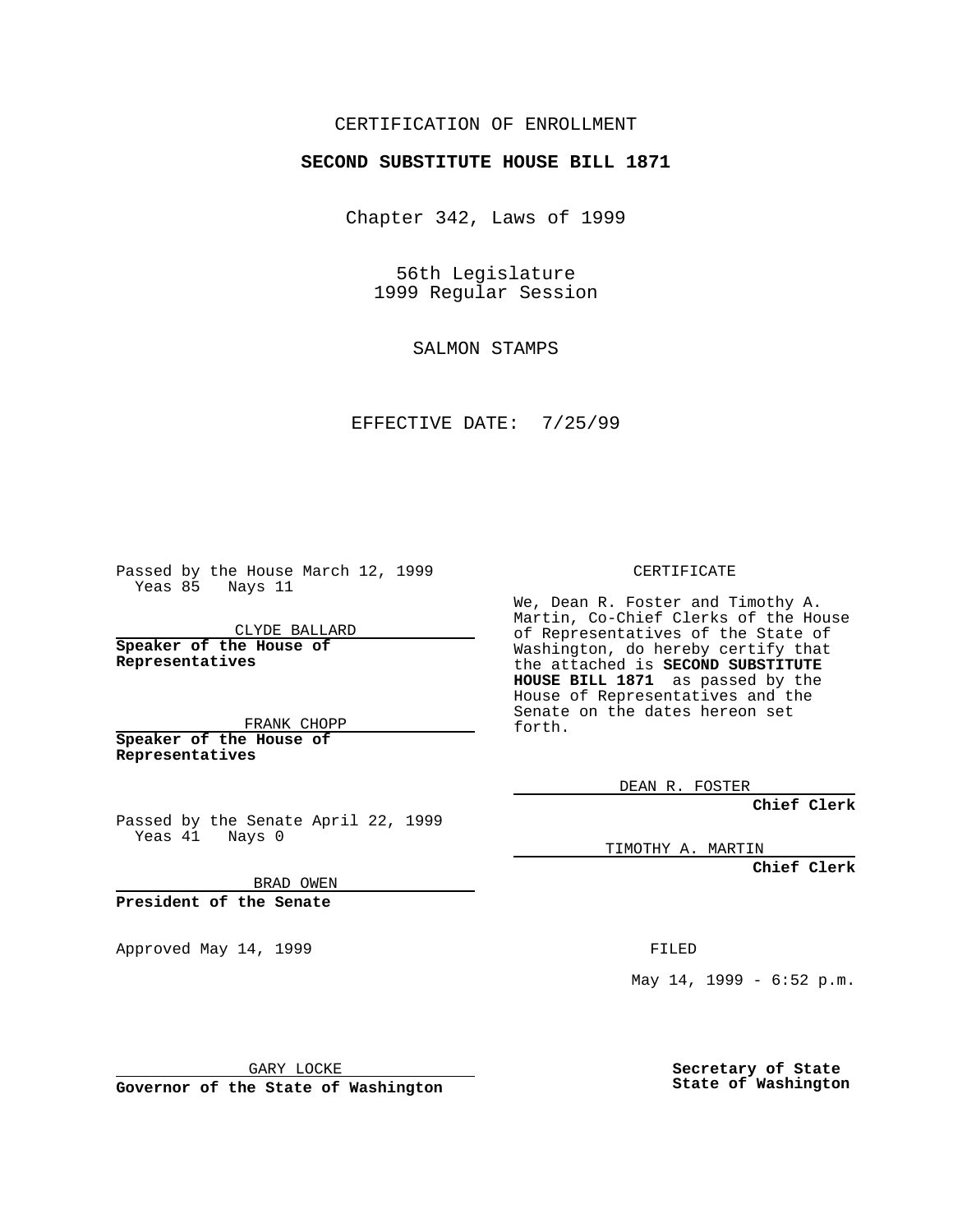CERTIFICATION OF ENROLLMENT

**SECOND SUBSTITUTE HOUSE BILL 1871**

Chapter 342, Laws of 1999

56th Legislature
1999 Regular Session

SALMON STAMPS

EFFECTIVE DATE: 7/25/99

Passed by the House March 12, 1999
Yeas 85 Nays 11

CLYDE BALLARD
**Speaker of the House of Representatives**

FRANK CHOPP
**Speaker of the House of Representatives**

Passed by the Senate April 22, 1999
Yeas 41 Nays 0

BRAD OWEN
**President of the Senate**

Approved May 14, 1999

GARY LOCKE
**Governor of the State of Washington**

CERTIFICATE

We, Dean R. Foster and Timothy A. Martin, Co-Chief Clerks of the House of Representatives of the State of Washington, do hereby certify that the attached is **SECOND SUBSTITUTE HOUSE BILL 1871** as passed by the House of Representatives and the Senate on the dates hereon set forth.

DEAN R. FOSTER
**Chief Clerk**

TIMOTHY A. MARTIN
**Chief Clerk**

FILED

May 14, 1999 - 6:52 p.m.

**Secretary of State**
**State of Washington**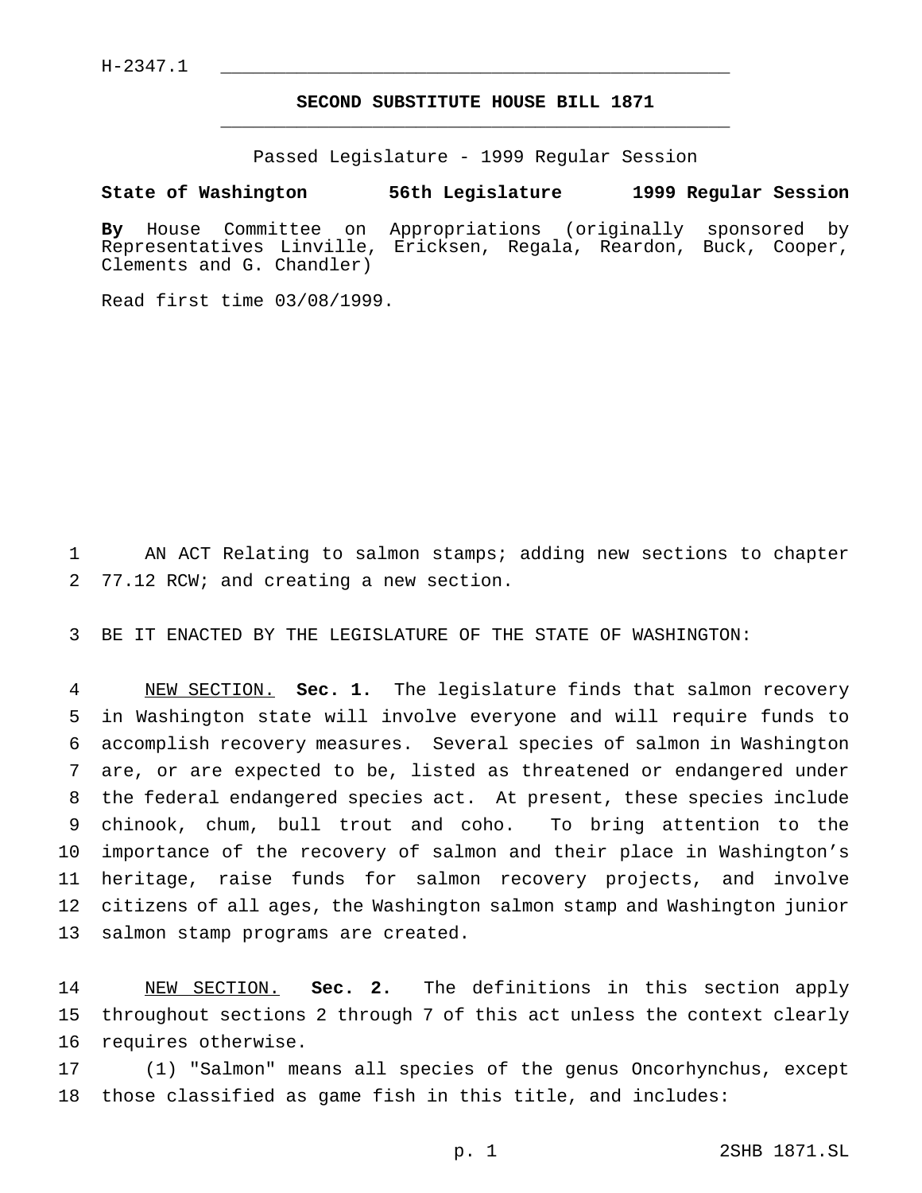H-2347.1

# SECOND SUBSTITUTE HOUSE BILL 1871

Passed Legislature - 1999 Regular Session

**State of Washington 56th Legislature 1999 Regular Session**

**By** House Committee on Appropriations (originally sponsored by Representatives Linville, Ericksen, Regala, Reardon, Buck, Cooper, Clements and G. Chandler)

Read first time 03/08/1999.

AN ACT Relating to salmon stamps; adding new sections to chapter 77.12 RCW; and creating a new section.

BE IT ENACTED BY THE LEGISLATURE OF THE STATE OF WASHINGTON:

NEW SECTION. **Sec. 1.** The legislature finds that salmon recovery in Washington state will involve everyone and will require funds to accomplish recovery measures. Several species of salmon in Washington are, or are expected to be, listed as threatened or endangered under the federal endangered species act. At present, these species include chinook, chum, bull trout and coho. To bring attention to the importance of the recovery of salmon and their place in Washington's heritage, raise funds for salmon recovery projects, and involve citizens of all ages, the Washington salmon stamp and Washington junior salmon stamp programs are created.

NEW SECTION. **Sec. 2.** The definitions in this section apply throughout sections 2 through 7 of this act unless the context clearly requires otherwise.

(1) "Salmon" means all species of the genus Oncorhynchus, except those classified as game fish in this title, and includes: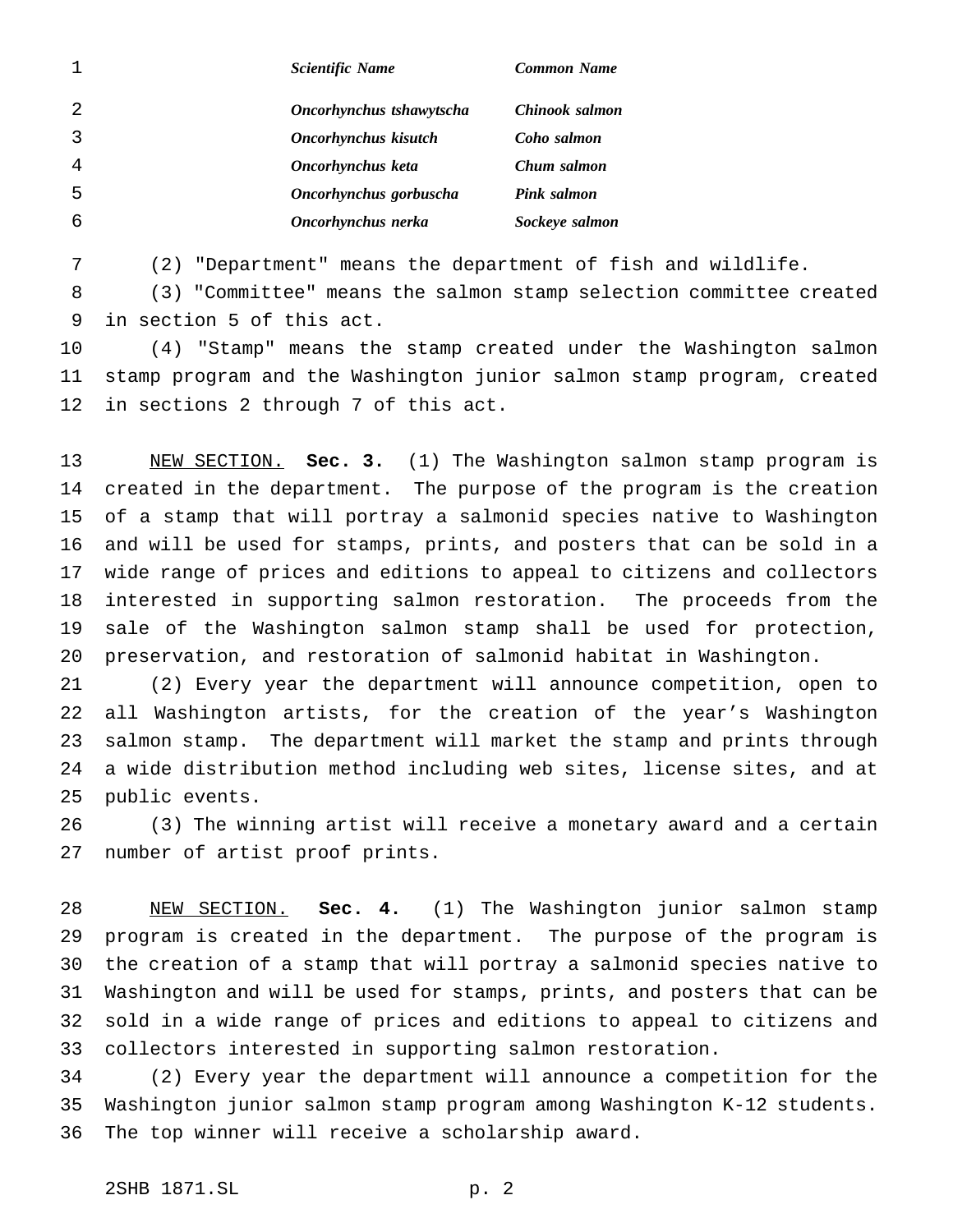| Scientific Name | Common Name |
| --- | --- |
| *Oncorhynchus tshawytscha* | *Chinook salmon* |
| *Oncorhynchus kisutch* | *Coho salmon* |
| *Oncorhynchus keta* | *Chum salmon* |
| *Oncorhynchus gorbuscha* | *Pink salmon* |
| *Oncorhynchus nerka* | *Sockeye salmon* |

(2) "Department" means the department of fish and wildlife.

(3) "Committee" means the salmon stamp selection committee created in section 5 of this act.

(4) "Stamp" means the stamp created under the Washington salmon stamp program and the Washington junior salmon stamp program, created in sections 2 through 7 of this act.

NEW SECTION. **Sec. 3.** (1) The Washington salmon stamp program is created in the department. The purpose of the program is the creation of a stamp that will portray a salmonid species native to Washington and will be used for stamps, prints, and posters that can be sold in a wide range of prices and editions to appeal to citizens and collectors interested in supporting salmon restoration. The proceeds from the sale of the Washington salmon stamp shall be used for protection, preservation, and restoration of salmonid habitat in Washington.

(2) Every year the department will announce competition, open to all Washington artists, for the creation of the year's Washington salmon stamp. The department will market the stamp and prints through a wide distribution method including web sites, license sites, and at public events.

(3) The winning artist will receive a monetary award and a certain number of artist proof prints.

NEW SECTION. **Sec. 4.** (1) The Washington junior salmon stamp program is created in the department. The purpose of the program is the creation of a stamp that will portray a salmonid species native to Washington and will be used for stamps, prints, and posters that can be sold in a wide range of prices and editions to appeal to citizens and collectors interested in supporting salmon restoration.

(2) Every year the department will announce a competition for the Washington junior salmon stamp program among Washington K-12 students. The top winner will receive a scholarship award.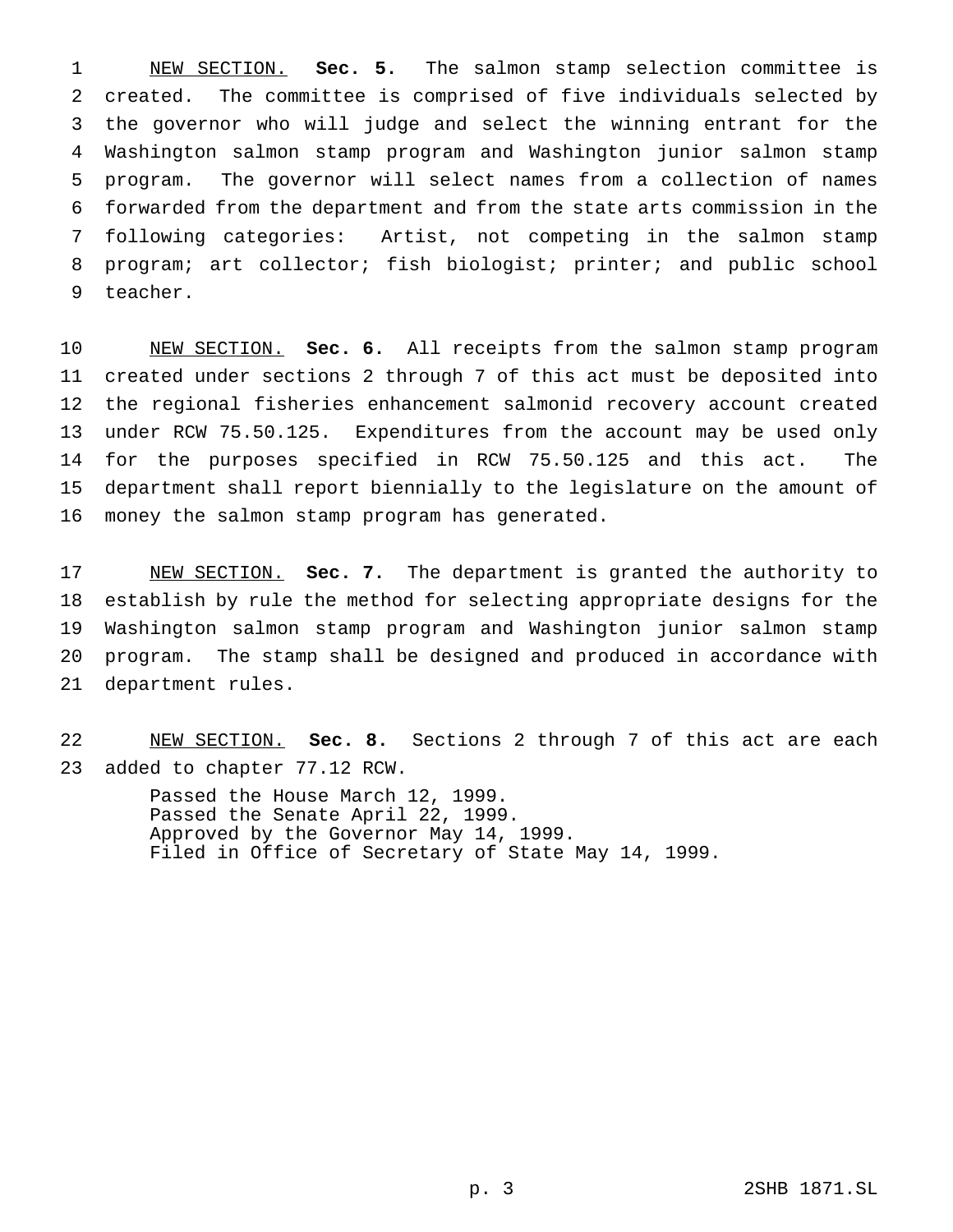NEW SECTION. **Sec. 5.** The salmon stamp selection committee is created. The committee is comprised of five individuals selected by the governor who will judge and select the winning entrant for the Washington salmon stamp program and Washington junior salmon stamp program. The governor will select names from a collection of names forwarded from the department and from the state arts commission in the following categories: Artist, not competing in the salmon stamp program; art collector; fish biologist; printer; and public school teacher.

NEW SECTION. **Sec. 6.** All receipts from the salmon stamp program created under sections 2 through 7 of this act must be deposited into the regional fisheries enhancement salmonid recovery account created under RCW 75.50.125. Expenditures from the account may be used only for the purposes specified in RCW 75.50.125 and this act. The department shall report biennially to the legislature on the amount of money the salmon stamp program has generated.

NEW SECTION. **Sec. 7.** The department is granted the authority to establish by rule the method for selecting appropriate designs for the Washington salmon stamp program and Washington junior salmon stamp program. The stamp shall be designed and produced in accordance with department rules.

NEW SECTION. **Sec. 8.** Sections 2 through 7 of this act are each added to chapter 77.12 RCW.

Passed the House March 12, 1999.
Passed the Senate April 22, 1999.
Approved by the Governor May 14, 1999.
Filed in Office of Secretary of State May 14, 1999.